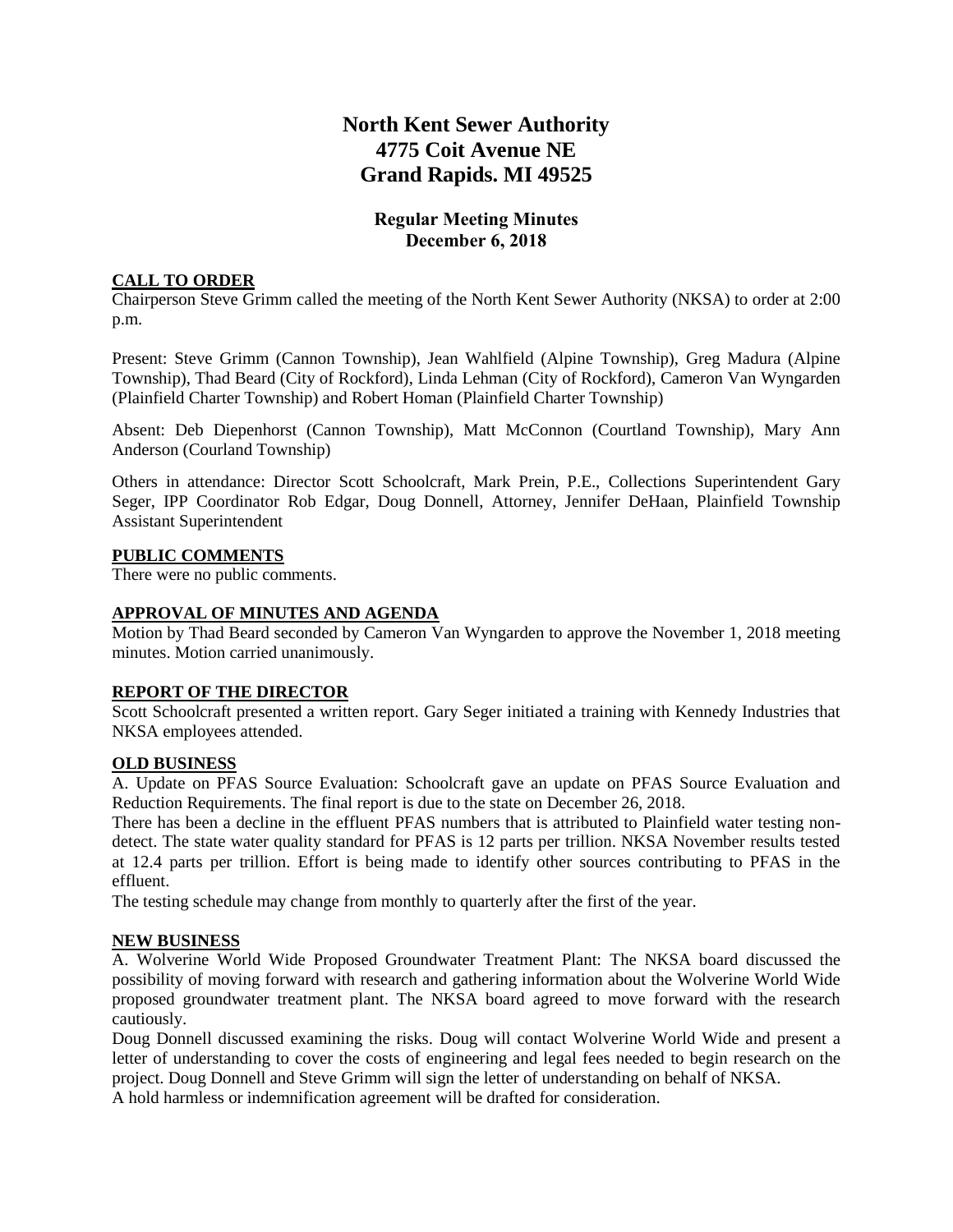# North Kent Sewer Authority
# 4775 Coit Avenue NE
# Grand Rapids. MI 49525

## Regular Meeting Minutes
## December 6, 2018

### CALL TO ORDER

Chairperson Steve Grimm called the meeting of the North Kent Sewer Authority (NKSA) to order at 2:00 p.m.

Present: Steve Grimm (Cannon Township), Jean Wahlfield (Alpine Township), Greg Madura (Alpine Township), Thad Beard (City of Rockford), Linda Lehman (City of Rockford), Cameron Van Wyngarden (Plainfield Charter Township) and Robert Homan (Plainfield Charter Township)

Absent: Deb Diepenhorst (Cannon Township), Matt McConnon (Courtland Township), Mary Ann Anderson (Courland Township)

Others in attendance: Director Scott Schoolcraft, Mark Prein, P.E., Collections Superintendent Gary Seger, IPP Coordinator Rob Edgar, Doug Donnell, Attorney, Jennifer DeHaan, Plainfield Township Assistant Superintendent

### PUBLIC COMMENTS

There were no public comments.

### APPROVAL OF MINUTES AND AGENDA

Motion by Thad Beard seconded by Cameron Van Wyngarden to approve the November 1, 2018 meeting minutes. Motion carried unanimously.

### REPORT OF THE DIRECTOR

Scott Schoolcraft presented a written report. Gary Seger initiated a training with Kennedy Industries that NKSA employees attended.

### OLD BUSINESS

A. Update on PFAS Source Evaluation: Schoolcraft gave an update on PFAS Source Evaluation and Reduction Requirements. The final report is due to the state on December 26, 2018.

There has been a decline in the effluent PFAS numbers that is attributed to Plainfield water testing non-detect. The state water quality standard for PFAS is 12 parts per trillion. NKSA November results tested at 12.4 parts per trillion. Effort is being made to identify other sources contributing to PFAS in the effluent.

The testing schedule may change from monthly to quarterly after the first of the year.

### NEW BUSINESS

A. Wolverine World Wide Proposed Groundwater Treatment Plant: The NKSA board discussed the possibility of moving forward with research and gathering information about the Wolverine World Wide proposed groundwater treatment plant. The NKSA board agreed to move forward with the research cautiously.

Doug Donnell discussed examining the risks. Doug will contact Wolverine World Wide and present a letter of understanding to cover the costs of engineering and legal fees needed to begin research on the project. Doug Donnell and Steve Grimm will sign the letter of understanding on behalf of NKSA.

A hold harmless or indemnification agreement will be drafted for consideration.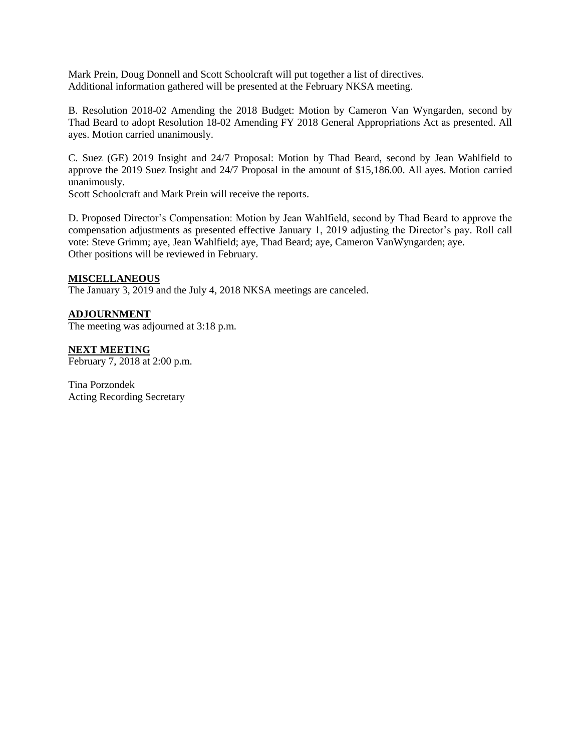Mark Prein, Doug Donnell and Scott Schoolcraft will put together a list of directives.
Additional information gathered will be presented at the February NKSA meeting.

B. Resolution 2018-02 Amending the 2018 Budget: Motion by Cameron Van Wyngarden, second by Thad Beard to adopt Resolution 18-02 Amending FY 2018 General Appropriations Act as presented. All ayes. Motion carried unanimously.

C. Suez (GE) 2019 Insight and 24/7 Proposal: Motion by Thad Beard, second by Jean Wahlfield to approve the 2019 Suez Insight and 24/7 Proposal in the amount of $15,186.00. All ayes. Motion carried unanimously.
Scott Schoolcraft and Mark Prein will receive the reports.

D. Proposed Director's Compensation: Motion by Jean Wahlfield, second by Thad Beard to approve the compensation adjustments as presented effective January 1, 2019 adjusting the Director's pay. Roll call vote: Steve Grimm; aye, Jean Wahlfield; aye, Thad Beard; aye, Cameron VanWyngarden; aye.
Other positions will be reviewed in February.

**MISCELLANEOUS**
The January 3, 2019 and the July 4, 2018 NKSA meetings are canceled.

**ADJOURNMENT**
The meeting was adjourned at 3:18 p.m.

**NEXT MEETING**
February 7, 2018 at 2:00 p.m.

Tina Porzondek
Acting Recording Secretary